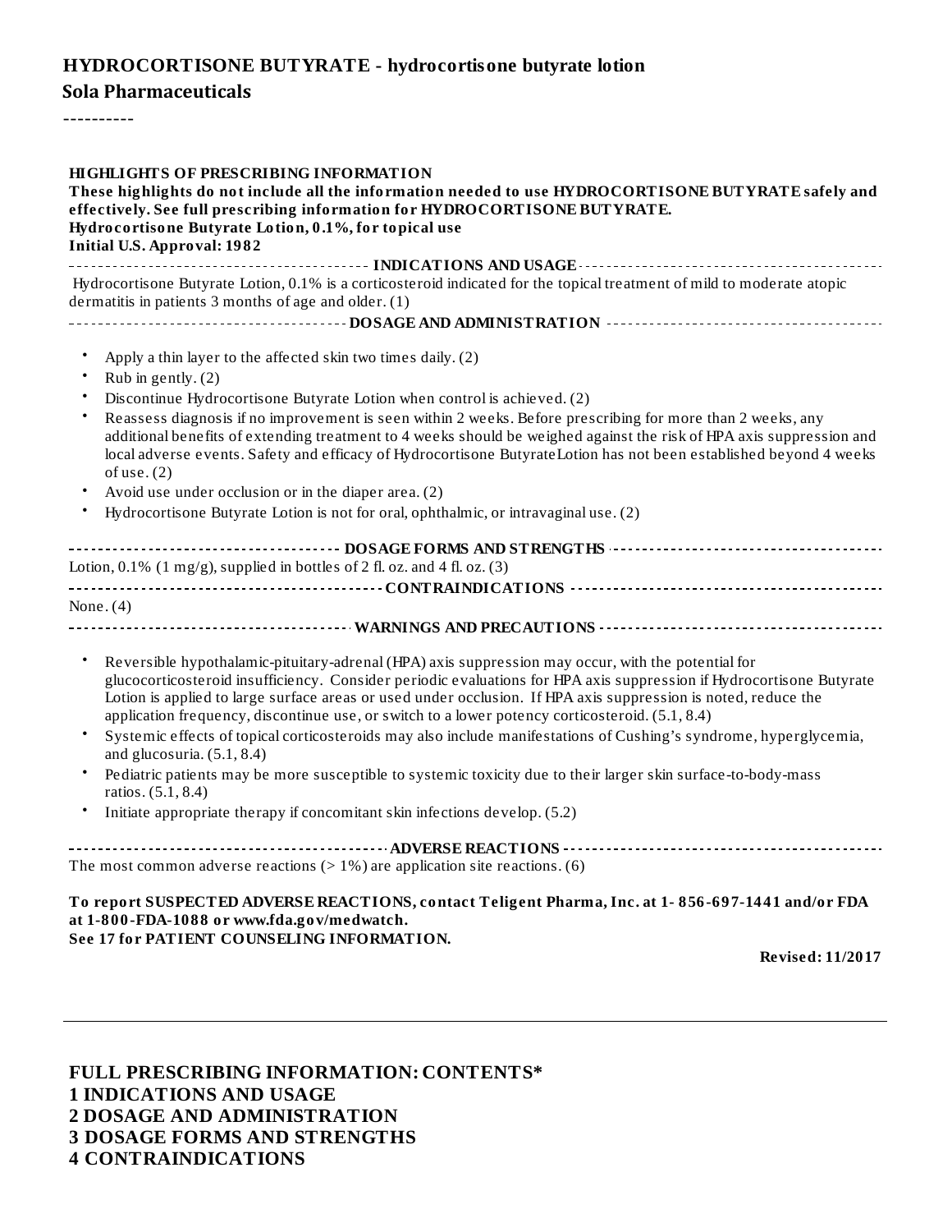# HYDROCORTISONE BUTYRATE - hydrocortisone butyrate lotion

## Sola Pharmaceuticals

----------

**HIGHLIGHTS OF PRESCRIBING INFORMATION**

**These highlights do not include all the information needed to use HYDROCORTISONE BUTYRATE safely and effectively. See full prescribing information for HYDROCORTISONE BUTYRATE.**

**Hydrocortisone Butyrate Lotion, 0.1%, for topical use**

**Initial U.S. Approval: 1982**

**INDICATIONS AND USAGE**

Hydrocortisone Butyrate Lotion, 0.1% is a corticosteroid indicated for the topical treatment of mild to moderate atopic dermatitis in patients 3 months of age and older. (1)

**DOSAGE AND ADMINISTRATION**

- Apply a thin layer to the affected skin two times daily. (2)
- Rub in gently. (2)
- Discontinue Hydrocortisone Butyrate Lotion when control is achieved. (2)
- Reassess diagnosis if no improvement is seen within 2 weeks. Before prescribing for more than 2 weeks, any additional benefits of extending treatment to 4 weeks should be weighed against the risk of HPA axis suppression and local adverse events. Safety and efficacy of Hydrocortisone ButyrateLotion has not been established beyond 4 weeks of use. (2)
- Avoid use under occlusion or in the diaper area. (2)
- Hydrocortisone Butyrate Lotion is not for oral, ophthalmic, or intravaginal use. (2)

**DOSAGE FORMS AND STRENGTHS**

Lotion, 0.1% (1 mg/g), supplied in bottles of 2 fl. oz. and 4 fl. oz. (3)

**CONTRAINDICATIONS**

None. (4)

**WARNINGS AND PRECAUTIONS**

- Reversible hypothalamic-pituitary-adrenal (HPA) axis suppression may occur, with the potential for glucocorticosteroid insufficiency. Consider periodic evaluations for HPA axis suppression if Hydrocortisone Butyrate Lotion is applied to large surface areas or used under occlusion. If HPA axis suppression is noted, reduce the application frequency, discontinue use, or switch to a lower potency corticosteroid. (5.1, 8.4)
- Systemic effects of topical corticosteroids may also include manifestations of Cushing's syndrome, hyperglycemia, and glucosuria. (5.1, 8.4)
- Pediatric patients may be more susceptible to systemic toxicity due to their larger skin surface-to-body-mass ratios. (5.1, 8.4)
- Initiate appropriate therapy if concomitant skin infections develop. (5.2)

**ADVERSE REACTIONS**

The most common adverse reactions (> 1%) are application site reactions. (6)

**To report SUSPECTED ADVERSE REACTIONS, contact Teligent Pharma, Inc. at 1- 856-697-1441 and/or FDA at 1-800-FDA-1088 or www.fda.gov/medwatch.**

**See 17 for PATIENT COUNSELING INFORMATION.**

**Revised: 11/2017**

---

**FULL PRESCRIBING INFORMATION: CONTENTS***

**1 INDICATIONS AND USAGE**

**2 DOSAGE AND ADMINISTRATION**

**3 DOSAGE FORMS AND STRENGTHS**

**4 CONTRAINDICATIONS**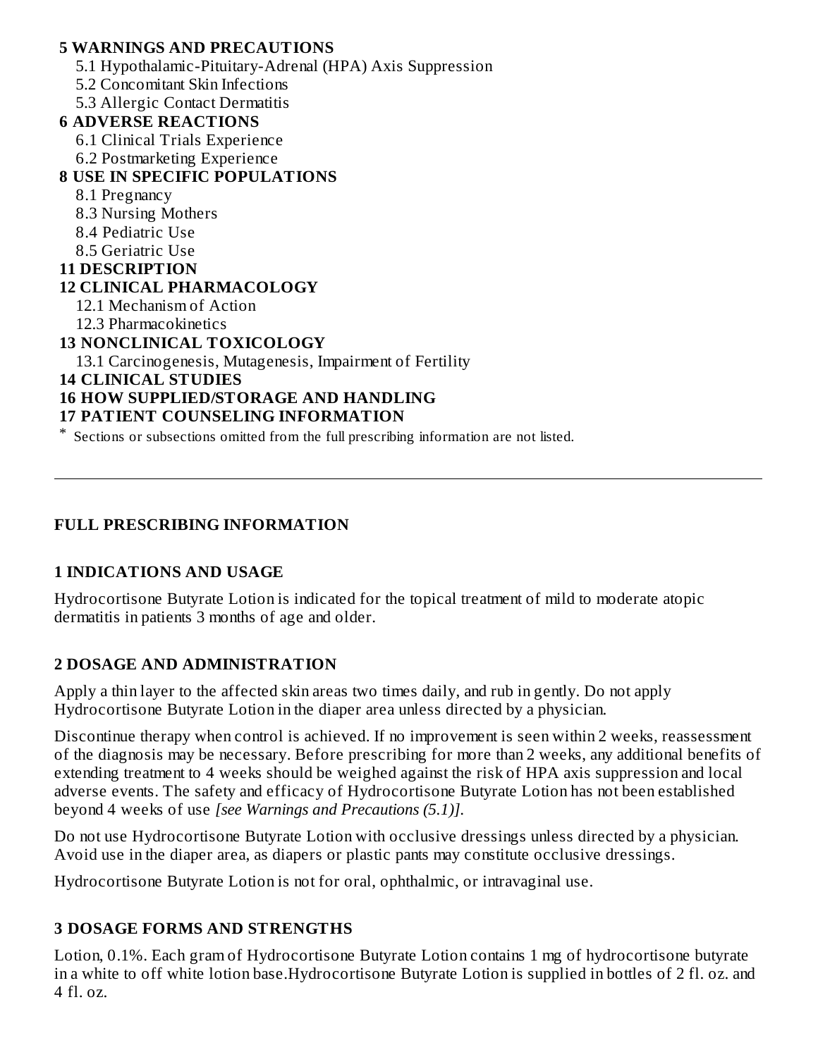**5 WARNINGS AND PRECAUTIONS**

5.1 Hypothalamic-Pituitary-Adrenal (HPA) Axis Suppression

5.2 Concomitant Skin Infections

5.3 Allergic Contact Dermatitis

**6 ADVERSE REACTIONS**

6.1 Clinical Trials Experience

6.2 Postmarketing Experience

**8 USE IN SPECIFIC POPULATIONS**

8.1 Pregnancy

8.3 Nursing Mothers

8.4 Pediatric Use

8.5 Geriatric Use

**11 DESCRIPTION**

**12 CLINICAL PHARMACOLOGY**

12.1 Mechanism of Action

12.3 Pharmacokinetics

**13 NONCLINICAL TOXICOLOGY**

13.1 Carcinogenesis, Mutagenesis, Impairment of Fertility

**14 CLINICAL STUDIES**

**16 HOW SUPPLIED/STORAGE AND HANDLING**

**17 PATIENT COUNSELING INFORMATION**

* Sections or subsections omitted from the full prescribing information are not listed.

---

## FULL PRESCRIBING INFORMATION

### 1 INDICATIONS AND USAGE

Hydrocortisone Butyrate Lotion is indicated for the topical treatment of mild to moderate atopic dermatitis in patients 3 months of age and older.

### 2 DOSAGE AND ADMINISTRATION

Apply a thin layer to the affected skin areas two times daily, and rub in gently. Do not apply Hydrocortisone Butyrate Lotion in the diaper area unless directed by a physician.

Discontinue therapy when control is achieved. If no improvement is seen within 2 weeks, reassessment of the diagnosis may be necessary. Before prescribing for more than 2 weeks, any additional benefits of extending treatment to 4 weeks should be weighed against the risk of HPA axis suppression and local adverse events. The safety and efficacy of Hydrocortisone Butyrate Lotion has not been established beyond 4 weeks of use *[see Warnings and Precautions (5.1)]*.

Do not use Hydrocortisone Butyrate Lotion with occlusive dressings unless directed by a physician. Avoid use in the diaper area, as diapers or plastic pants may constitute occlusive dressings.

Hydrocortisone Butyrate Lotion is not for oral, ophthalmic, or intravaginal use.

### 3 DOSAGE FORMS AND STRENGTHS

Lotion, 0.1%. Each gram of Hydrocortisone Butyrate Lotion contains 1 mg of hydrocortisone butyrate in a white to off white lotion base.Hydrocortisone Butyrate Lotion is supplied in bottles of 2 fl. oz. and 4 fl. oz.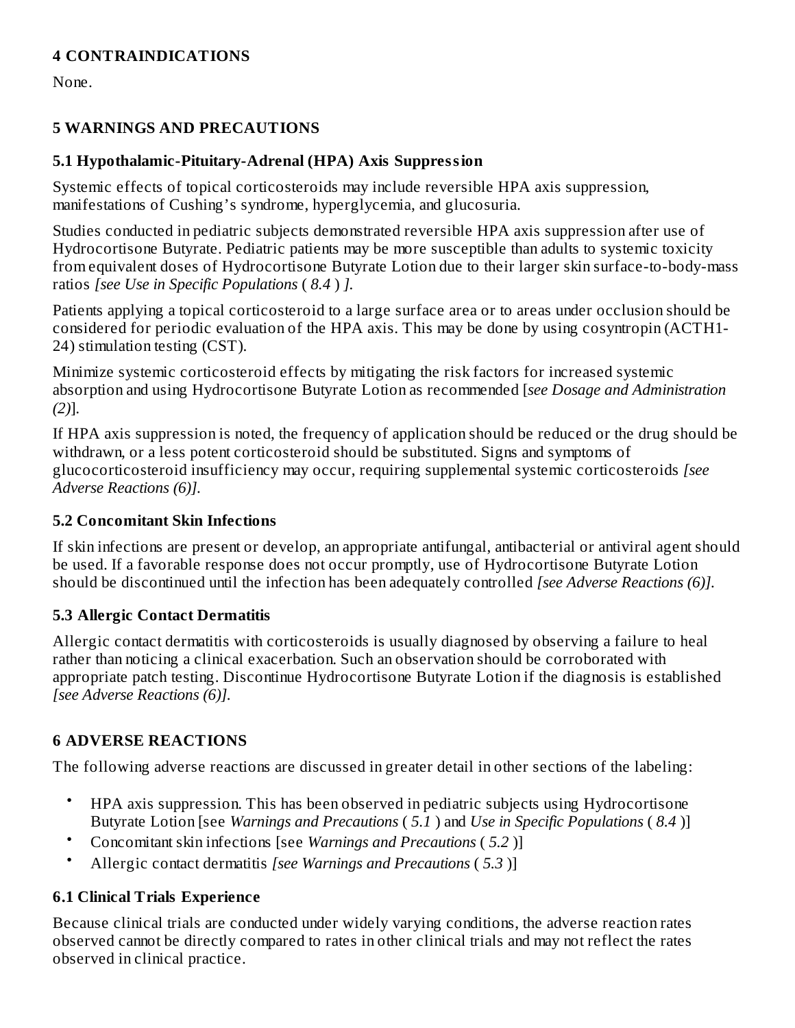## 4 CONTRAINDICATIONS

None.

## 5 WARNINGS AND PRECAUTIONS

### 5.1 Hypothalamic-Pituitary-Adrenal (HPA) Axis Suppression

Systemic effects of topical corticosteroids may include reversible HPA axis suppression, manifestations of Cushing's syndrome, hyperglycemia, and glucosuria.

Studies conducted in pediatric subjects demonstrated reversible HPA axis suppression after use of Hydrocortisone Butyrate. Pediatric patients may be more susceptible than adults to systemic toxicity from equivalent doses of Hydrocortisone Butyrate Lotion due to their larger skin surface-to-body-mass ratios *[see Use in Specific Populations* ( *8.4* ) *].*

Patients applying a topical corticosteroid to a large surface area or to areas under occlusion should be considered for periodic evaluation of the HPA axis. This may be done by using cosyntropin (ACTH1-24) stimulation testing (CST).

Minimize systemic corticosteroid effects by mitigating the risk factors for increased systemic absorption and using Hydrocortisone Butyrate Lotion as recommended [*see Dosage and Administration (2)*].

If HPA axis suppression is noted, the frequency of application should be reduced or the drug should be withdrawn, or a less potent corticosteroid should be substituted. Signs and symptoms of glucocorticosteroid insufficiency may occur, requiring supplemental systemic corticosteroids *[see Adverse Reactions (6)].*

### 5.2 Concomitant Skin Infections

If skin infections are present or develop, an appropriate antifungal, antibacterial or antiviral agent should be used. If a favorable response does not occur promptly, use of Hydrocortisone Butyrate Lotion should be discontinued until the infection has been adequately controlled *[see Adverse Reactions (6)].*

### 5.3 Allergic Contact Dermatitis

Allergic contact dermatitis with corticosteroids is usually diagnosed by observing a failure to heal rather than noticing a clinical exacerbation. Such an observation should be corroborated with appropriate patch testing. Discontinue Hydrocortisone Butyrate Lotion if the diagnosis is established *[see Adverse Reactions (6)].*

## 6 ADVERSE REACTIONS

The following adverse reactions are discussed in greater detail in other sections of the labeling:

- HPA axis suppression. This has been observed in pediatric subjects using Hydrocortisone Butyrate Lotion [see *Warnings and Precautions* ( *5.1* ) and *Use in Specific Populations* ( *8.4* )]
- Concomitant skin infections [see *Warnings and Precautions* ( *5.2* )]
- Allergic contact dermatitis *[see Warnings and Precautions* ( *5.3* )]

### 6.1 Clinical Trials Experience

Because clinical trials are conducted under widely varying conditions, the adverse reaction rates observed cannot be directly compared to rates in other clinical trials and may not reflect the rates observed in clinical practice.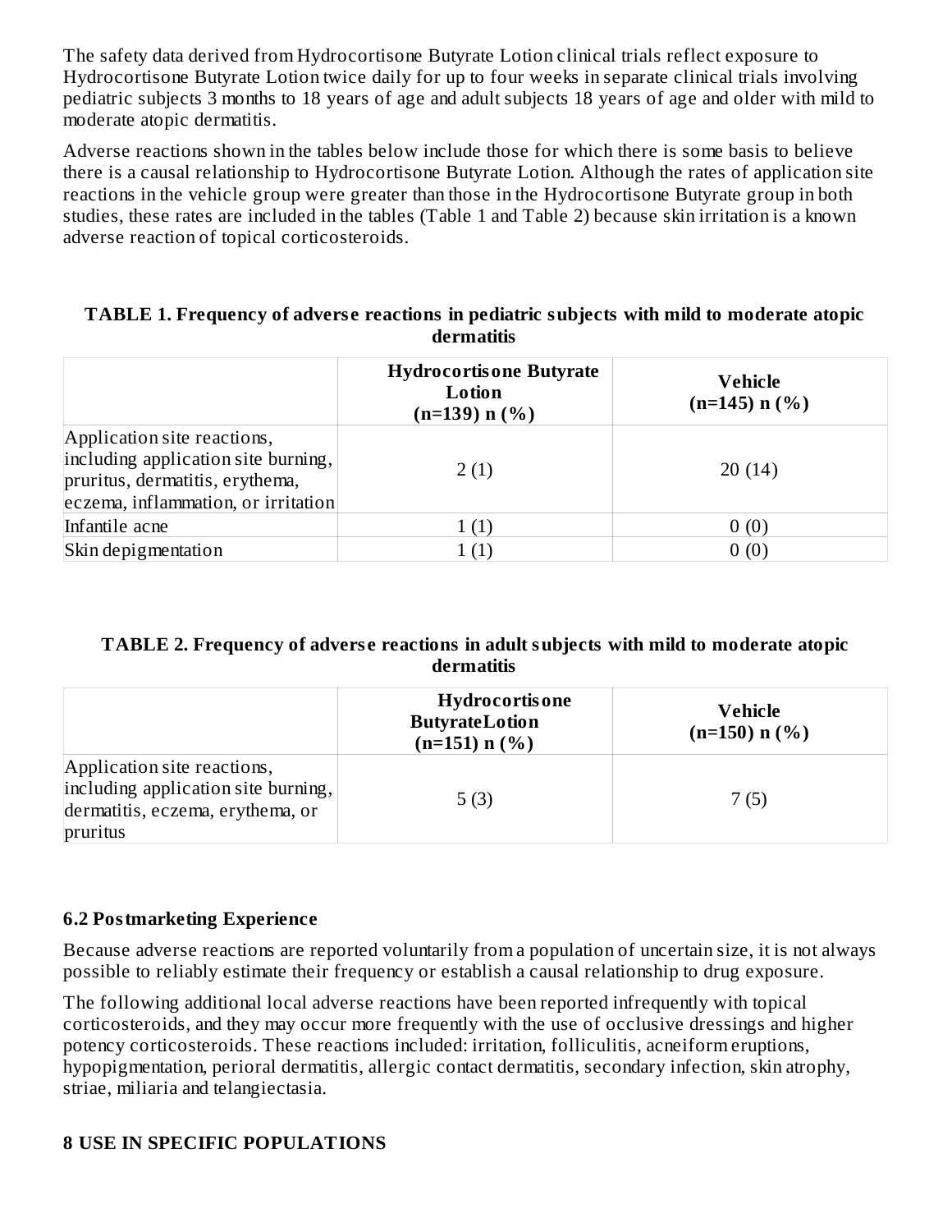The safety data derived from Hydrocortisone Butyrate Lotion clinical trials reflect exposure to Hydrocortisone Butyrate Lotion twice daily for up to four weeks in separate clinical trials involving pediatric subjects 3 months to 18 years of age and adult subjects 18 years of age and older with mild to moderate atopic dermatitis.

Adverse reactions shown in the tables below include those for which there is some basis to believe there is a causal relationship to Hydrocortisone Butyrate Lotion. Although the rates of application site reactions in the vehicle group were greater than those in the Hydrocortisone Butyrate group in both studies, these rates are included in the tables (Table 1 and Table 2) because skin irritation is a known adverse reaction of topical corticosteroids.

**TABLE 1. Frequency of adverse reactions in pediatric subjects with mild to moderate atopic dermatitis**

| | **Hydrocortisone Butyrate Lotion (n=139) n (%)** | **Vehicle (n=145) n (%)** |
|---|---|---|
| Application site reactions, including application site burning, pruritus, dermatitis, erythema, eczema, inflammation, or irritation | 2 (1) | 20 (14) |
| Infantile acne | 1 (1) | 0 (0) |
| Skin depigmentation | 1 (1) | 0 (0) |

**TABLE 2. Frequency of adverse reactions in adult subjects with mild to moderate atopic dermatitis**

| | **Hydrocortisone ButyrateLotion (n=151) n (%)** | **Vehicle (n=150) n (%)** |
|---|---|---|
| Application site reactions, including application site burning, dermatitis, eczema, erythema, or pruritus | 5 (3) | 7 (5) |

## 6.2 Postmarketing Experience

Because adverse reactions are reported voluntarily from a population of uncertain size, it is not always possible to reliably estimate their frequency or establish a causal relationship to drug exposure.

The following additional local adverse reactions have been reported infrequently with topical corticosteroids, and they may occur more frequently with the use of occlusive dressings and higher potency corticosteroids. These reactions included: irritation, folliculitis, acneiform eruptions, hypopigmentation, perioral dermatitis, allergic contact dermatitis, secondary infection, skin atrophy, striae, miliaria and telangiectasia.

# 8 USE IN SPECIFIC POPULATIONS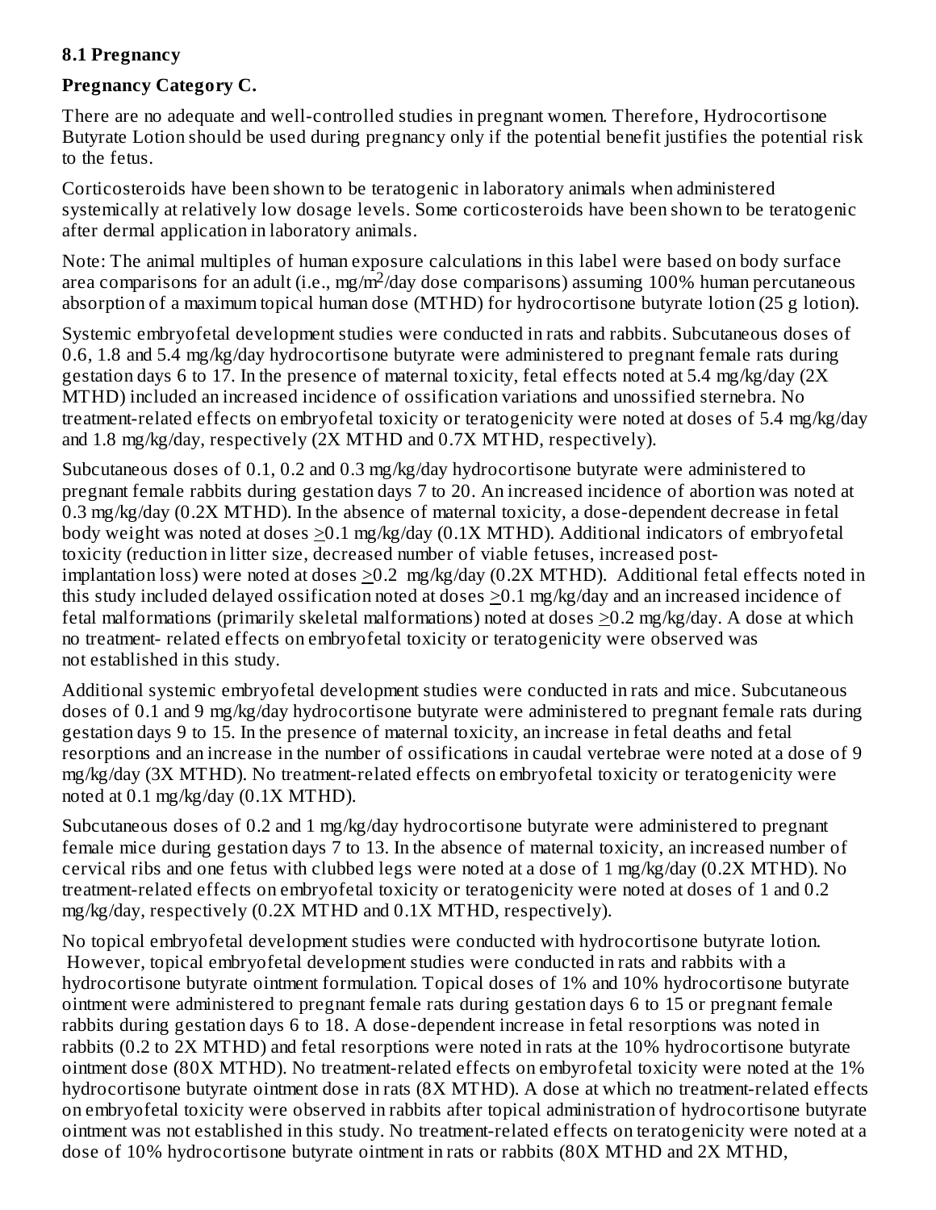## 8.1 Pregnancy

### Pregnancy Category C.

There are no adequate and well-controlled studies in pregnant women. Therefore, Hydrocortisone Butyrate Lotion should be used during pregnancy only if the potential benefit justifies the potential risk to the fetus.

Corticosteroids have been shown to be teratogenic in laboratory animals when administered systemically at relatively low dosage levels. Some corticosteroids have been shown to be teratogenic after dermal application in laboratory animals.

Note: The animal multiples of human exposure calculations in this label were based on body surface area comparisons for an adult (i.e., $mg/m^2$/day dose comparisons) assuming 100% human percutaneous absorption of a maximum topical human dose (MTHD) for hydrocortisone butyrate lotion (25 g lotion).

Systemic embryofetal development studies were conducted in rats and rabbits. Subcutaneous doses of 0.6, 1.8 and 5.4 mg/kg/day hydrocortisone butyrate were administered to pregnant female rats during gestation days 6 to 17. In the presence of maternal toxicity, fetal effects noted at 5.4 mg/kg/day (2X MTHD) included an increased incidence of ossification variations and unossified sternebra. No treatment-related effects on embryofetal toxicity or teratogenicity were noted at doses of 5.4 mg/kg/day and 1.8 mg/kg/day, respectively (2X MTHD and 0.7X MTHD, respectively).

Subcutaneous doses of 0.1, 0.2 and 0.3 mg/kg/day hydrocortisone butyrate were administered to pregnant female rabbits during gestation days 7 to 20. An increased incidence of abortion was noted at 0.3 mg/kg/day (0.2X MTHD). In the absence of maternal toxicity, a dose-dependent decrease in fetal body weight was noted at doses ≥0.1 mg/kg/day (0.1X MTHD). Additional indicators of embryofetal toxicity (reduction in litter size, decreased number of viable fetuses, increased post-implantation loss) were noted at doses ≥0.2 mg/kg/day (0.2X MTHD). Additional fetal effects noted in this study included delayed ossification noted at doses ≥0.1 mg/kg/day and an increased incidence of fetal malformations (primarily skeletal malformations) noted at doses ≥0.2 mg/kg/day. A dose at which no treatment- related effects on embryofetal toxicity or teratogenicity were observed was not established in this study.

Additional systemic embryofetal development studies were conducted in rats and mice. Subcutaneous doses of 0.1 and 9 mg/kg/day hydrocortisone butyrate were administered to pregnant female rats during gestation days 9 to 15. In the presence of maternal toxicity, an increase in fetal deaths and fetal resorptions and an increase in the number of ossifications in caudal vertebrae were noted at a dose of 9 mg/kg/day (3X MTHD). No treatment-related effects on embryofetal toxicity or teratogenicity were noted at 0.1 mg/kg/day (0.1X MTHD).

Subcutaneous doses of 0.2 and 1 mg/kg/day hydrocortisone butyrate were administered to pregnant female mice during gestation days 7 to 13. In the absence of maternal toxicity, an increased number of cervical ribs and one fetus with clubbed legs were noted at a dose of 1 mg/kg/day (0.2X MTHD). No treatment-related effects on embryofetal toxicity or teratogenicity were noted at doses of 1 and 0.2 mg/kg/day, respectively (0.2X MTHD and 0.1X MTHD, respectively).

No topical embryofetal development studies were conducted with hydrocortisone butyrate lotion. However, topical embryofetal development studies were conducted in rats and rabbits with a hydrocortisone butyrate ointment formulation. Topical doses of 1% and 10% hydrocortisone butyrate ointment were administered to pregnant female rats during gestation days 6 to 15 or pregnant female rabbits during gestation days 6 to 18. A dose-dependent increase in fetal resorptions was noted in rabbits (0.2 to 2X MTHD) and fetal resorptions were noted in rats at the 10% hydrocortisone butyrate ointment dose (80X MTHD). No treatment-related effects on embryofetal toxicity were noted at the 1% hydrocortisone butyrate ointment dose in rats (8X MTHD). A dose at which no treatment-related effects on embryofetal toxicity were observed in rabbits after topical administration of hydrocortisone butyrate ointment was not established in this study. No treatment-related effects on teratogenicity were noted at a dose of 10% hydrocortisone butyrate ointment in rats or rabbits (80X MTHD and 2X MTHD,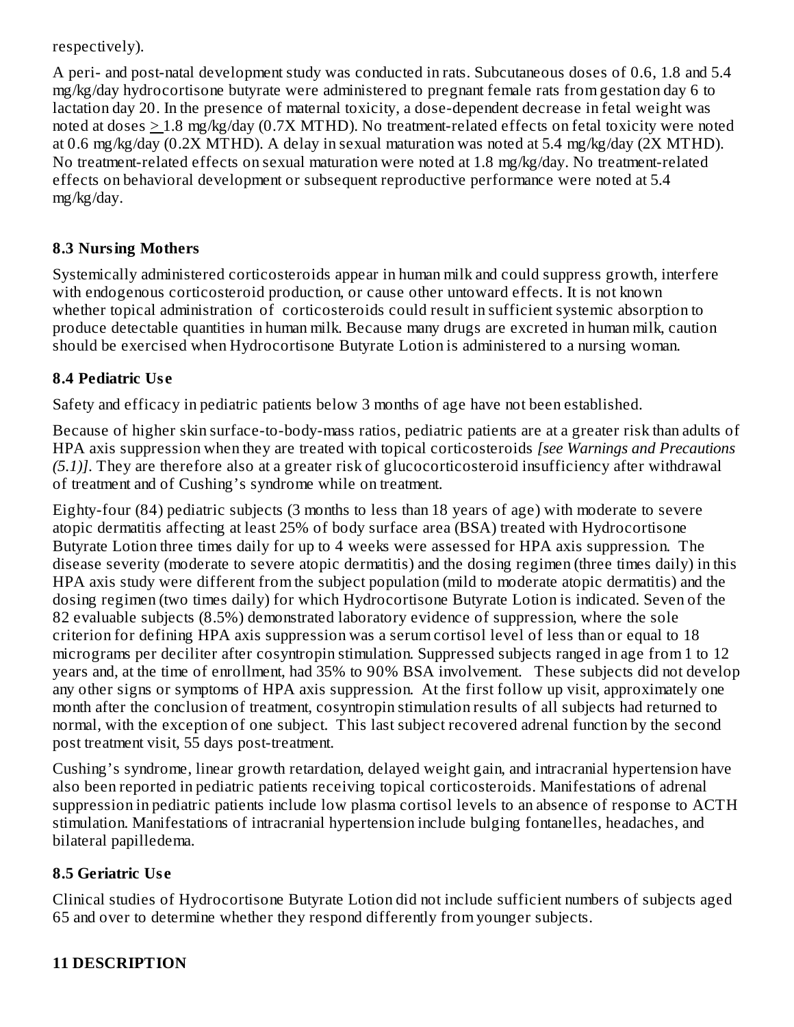respectively).

A peri- and post-natal development study was conducted in rats. Subcutaneous doses of 0.6, 1.8 and 5.4 mg/kg/day hydrocortisone butyrate were administered to pregnant female rats from gestation day 6 to lactation day 20. In the presence of maternal toxicity, a dose-dependent decrease in fetal weight was noted at doses $\geq$ 1.8 mg/kg/day (0.7X MTHD). No treatment-related effects on fetal toxicity were noted at 0.6 mg/kg/day (0.2X MTHD). A delay in sexual maturation was noted at 5.4 mg/kg/day (2X MTHD). No treatment-related effects on sexual maturation were noted at 1.8 mg/kg/day. No treatment-related effects on behavioral development or subsequent reproductive performance were noted at 5.4 mg/kg/day.

### 8.3 Nursing Mothers

Systemically administered corticosteroids appear in human milk and could suppress growth, interfere with endogenous corticosteroid production, or cause other untoward effects. It is not known whether topical administration of corticosteroids could result in sufficient systemic absorption to produce detectable quantities in human milk. Because many drugs are excreted in human milk, caution should be exercised when Hydrocortisone Butyrate Lotion is administered to a nursing woman.

### 8.4 Pediatric Use

Safety and efficacy in pediatric patients below 3 months of age have not been established.

Because of higher skin surface-to-body-mass ratios, pediatric patients are at a greater risk than adults of HPA axis suppression when they are treated with topical corticosteroids *[see Warnings and Precautions (5.1)]*. They are therefore also at a greater risk of glucocorticosteroid insufficiency after withdrawal of treatment and of Cushing's syndrome while on treatment.

Eighty-four (84) pediatric subjects (3 months to less than 18 years of age) with moderate to severe atopic dermatitis affecting at least 25% of body surface area (BSA) treated with Hydrocortisone Butyrate Lotion three times daily for up to 4 weeks were assessed for HPA axis suppression. The disease severity (moderate to severe atopic dermatitis) and the dosing regimen (three times daily) in this HPA axis study were different from the subject population (mild to moderate atopic dermatitis) and the dosing regimen (two times daily) for which Hydrocortisone Butyrate Lotion is indicated. Seven of the 82 evaluable subjects (8.5%) demonstrated laboratory evidence of suppression, where the sole criterion for defining HPA axis suppression was a serum cortisol level of less than or equal to 18 micrograms per deciliter after cosyntropin stimulation. Suppressed subjects ranged in age from 1 to 12 years and, at the time of enrollment, had 35% to 90% BSA involvement. These subjects did not develop any other signs or symptoms of HPA axis suppression. At the first follow up visit, approximately one month after the conclusion of treatment, cosyntropin stimulation results of all subjects had returned to normal, with the exception of one subject. This last subject recovered adrenal function by the second post treatment visit, 55 days post-treatment.

Cushing's syndrome, linear growth retardation, delayed weight gain, and intracranial hypertension have also been reported in pediatric patients receiving topical corticosteroids. Manifestations of adrenal suppression in pediatric patients include low plasma cortisol levels to an absence of response to ACTH stimulation. Manifestations of intracranial hypertension include bulging fontanelles, headaches, and bilateral papilledema.

### 8.5 Geriatric Use

Clinical studies of Hydrocortisone Butyrate Lotion did not include sufficient numbers of subjects aged 65 and over to determine whether they respond differently from younger subjects.

## 11 DESCRIPTION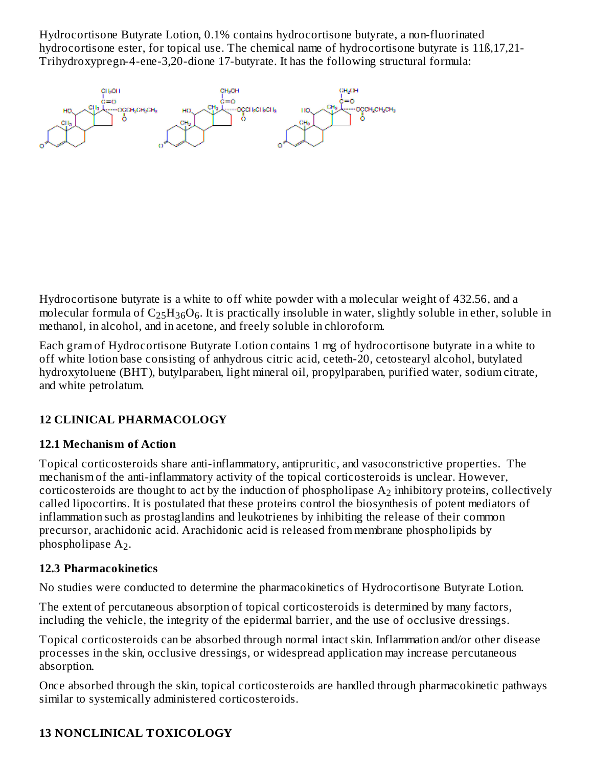Hydrocortisone Butyrate Lotion, 0.1% contains hydrocortisone butyrate, a non-fluorinated hydrocortisone ester, for topical use. The chemical name of hydrocortisone butyrate is 11ß,17,21-Trihydroxypregn-4-ene-3,20-dione 17-butyrate. It has the following structural formula:

Hydrocortisone butyrate is a white to off white powder with a molecular weight of 432.56, and a molecular formula of $C_{25}H_{36}O_6$. It is practically insoluble in water, slightly soluble in ether, soluble in methanol, in alcohol, and in acetone, and freely soluble in chloroform.

Each gram of Hydrocortisone Butyrate Lotion contains 1 mg of hydrocortisone butyrate in a white to off white lotion base consisting of anhydrous citric acid, ceteth-20, cetostearyl alcohol, butylated hydroxytoluene (BHT), butylparaben, light mineral oil, propylparaben, purified water, sodium citrate, and white petrolatum.

## 12 CLINICAL PHARMACOLOGY

### 12.1 Mechanism of Action

Topical corticosteroids share anti-inflammatory, antipruritic, and vasoconstrictive properties. The mechanism of the anti-inflammatory activity of the topical corticosteroids is unclear. However, corticosteroids are thought to act by the induction of phospholipase $A_2$ inhibitory proteins, collectively called lipocortins. It is postulated that these proteins control the biosynthesis of potent mediators of inflammation such as prostaglandins and leukotrienes by inhibiting the release of their common precursor, arachidonic acid. Arachidonic acid is released from membrane phospholipids by phospholipase $A_2$.

### 12.3 Pharmacokinetics

No studies were conducted to determine the pharmacokinetics of Hydrocortisone Butyrate Lotion.

The extent of percutaneous absorption of topical corticosteroids is determined by many factors, including the vehicle, the integrity of the epidermal barrier, and the use of occlusive dressings.

Topical corticosteroids can be absorbed through normal intact skin. Inflammation and/or other disease processes in the skin, occlusive dressings, or widespread application may increase percutaneous absorption.

Once absorbed through the skin, topical corticosteroids are handled through pharmacokinetic pathways similar to systemically administered corticosteroids.

## 13 NONCLINICAL TOXICOLOGY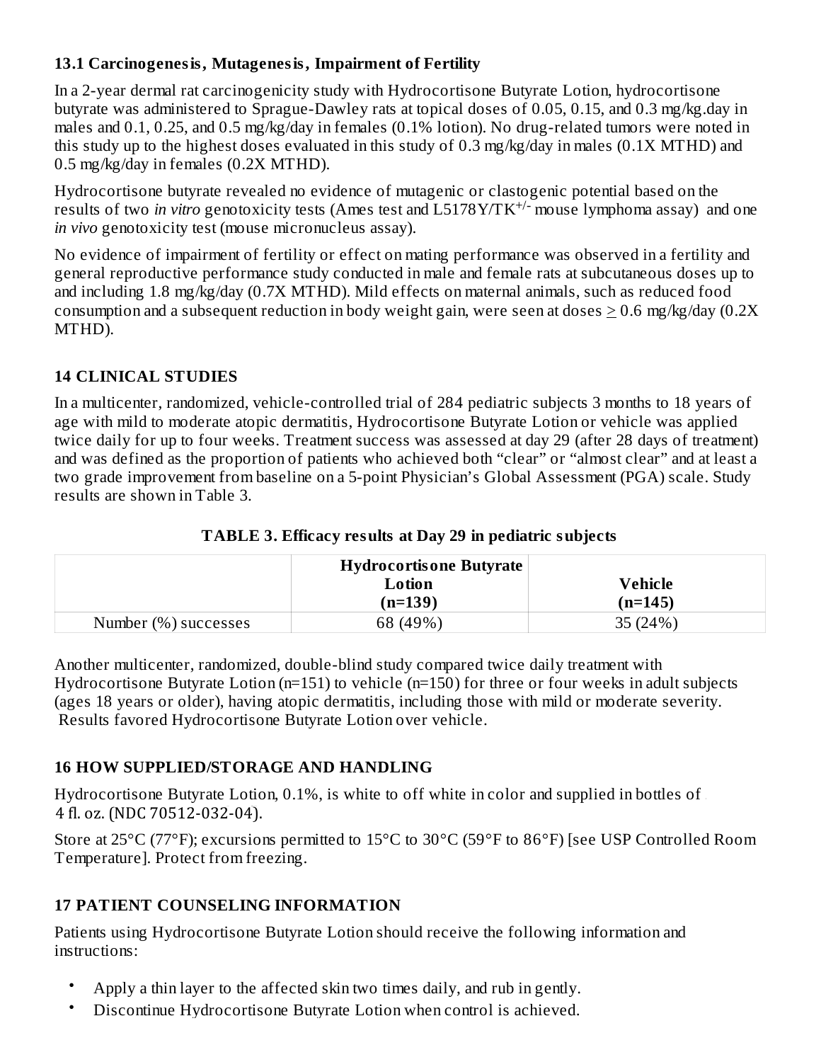### 13.1 Carcinogenesis, Mutagenesis, Impairment of Fertility

In a 2-year dermal rat carcinogenicity study with Hydrocortisone Butyrate Lotion, hydrocortisone butyrate was administered to Sprague-Dawley rats at topical doses of 0.05, 0.15, and 0.3 mg/kg.day in males and 0.1, 0.25, and 0.5 mg/kg/day in females (0.1% lotion). No drug-related tumors were noted in this study up to the highest doses evaluated in this study of 0.3 mg/kg/day in males (0.1X MTHD) and 0.5 mg/kg/day in females (0.2X MTHD).

Hydrocortisone butyrate revealed no evidence of mutagenic or clastogenic potential based on the results of two *in vitro* genotoxicity tests (Ames test and L5178Y/TK$^{+/-}$ mouse lymphoma assay) and one *in vivo* genotoxicity test (mouse micronucleus assay).

No evidence of impairment of fertility or effect on mating performance was observed in a fertility and general reproductive performance study conducted in male and female rats at subcutaneous doses up to and including 1.8 mg/kg/day (0.7X MTHD). Mild effects on maternal animals, such as reduced food consumption and a subsequent reduction in body weight gain, were seen at doses $\geq$ 0.6 mg/kg/day (0.2X MTHD).

## 14 CLINICAL STUDIES

In a multicenter, randomized, vehicle-controlled trial of 284 pediatric subjects 3 months to 18 years of age with mild to moderate atopic dermatitis, Hydrocortisone Butyrate Lotion or vehicle was applied twice daily for up to four weeks. Treatment success was assessed at day 29 (after 28 days of treatment) and was defined as the proportion of patients who achieved both "clear" or "almost clear" and at least a two grade improvement from baseline on a 5-point Physician's Global Assessment (PGA) scale. Study results are shown in Table 3.

**TABLE 3. Efficacy results at Day 29 in pediatric subjects**

| | Hydrocortisone Butyrate Lotion (n=139) | Vehicle (n=145) |
|---|---|---|
| Number (%) successes | 68 (49%) | 35 (24%) |

Another multicenter, randomized, double-blind study compared twice daily treatment with Hydrocortisone Butyrate Lotion (n=151) to vehicle (n=150) for three or four weeks in adult subjects (ages 18 years or older), having atopic dermatitis, including those with mild or moderate severity. Results favored Hydrocortisone Butyrate Lotion over vehicle.

## 16 HOW SUPPLIED/STORAGE AND HANDLING

Hydrocortisone Butyrate Lotion, 0.1%, is white to off white in color and supplied in bottles of 4 fl. oz. (NDC 70512-032-04).

Store at 25°C (77°F); excursions permitted to 15°C to 30°C (59°F to 86°F) [see USP Controlled Room Temperature]. Protect from freezing.

## 17 PATIENT COUNSELING INFORMATION

Patients using Hydrocortisone Butyrate Lotion should receive the following information and instructions:

- Apply a thin layer to the affected skin two times daily, and rub in gently.
- Discontinue Hydrocortisone Butyrate Lotion when control is achieved.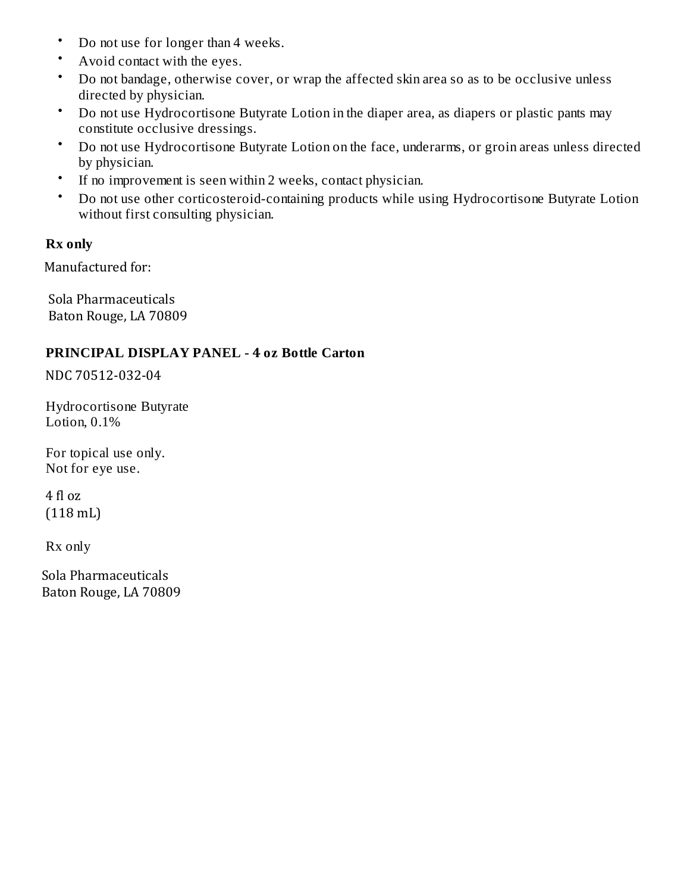- Do not use for longer than 4 weeks.
- Avoid contact with the eyes.
- Do not bandage, otherwise cover, or wrap the affected skin area so as to be occlusive unless directed by physician.
- Do not use Hydrocortisone Butyrate Lotion in the diaper area, as diapers or plastic pants may constitute occlusive dressings.
- Do not use Hydrocortisone Butyrate Lotion on the face, underarms, or groin areas unless directed by physician.
- If no improvement is seen within 2 weeks, contact physician.
- Do not use other corticosteroid-containing products while using Hydrocortisone Butyrate Lotion without first consulting physician.

**Rx only**

Manufactured for:

Sola Pharmaceuticals
Baton Rouge, LA 70809

**PRINCIPAL DISPLAY PANEL - 4 oz Bottle Carton**

NDC 70512-032-04

Hydrocortisone Butyrate
Lotion, 0.1%

For topical use only.
Not for eye use.

4 fl oz
(118 mL)

Rx only

Sola Pharmaceuticals
Baton Rouge, LA 70809